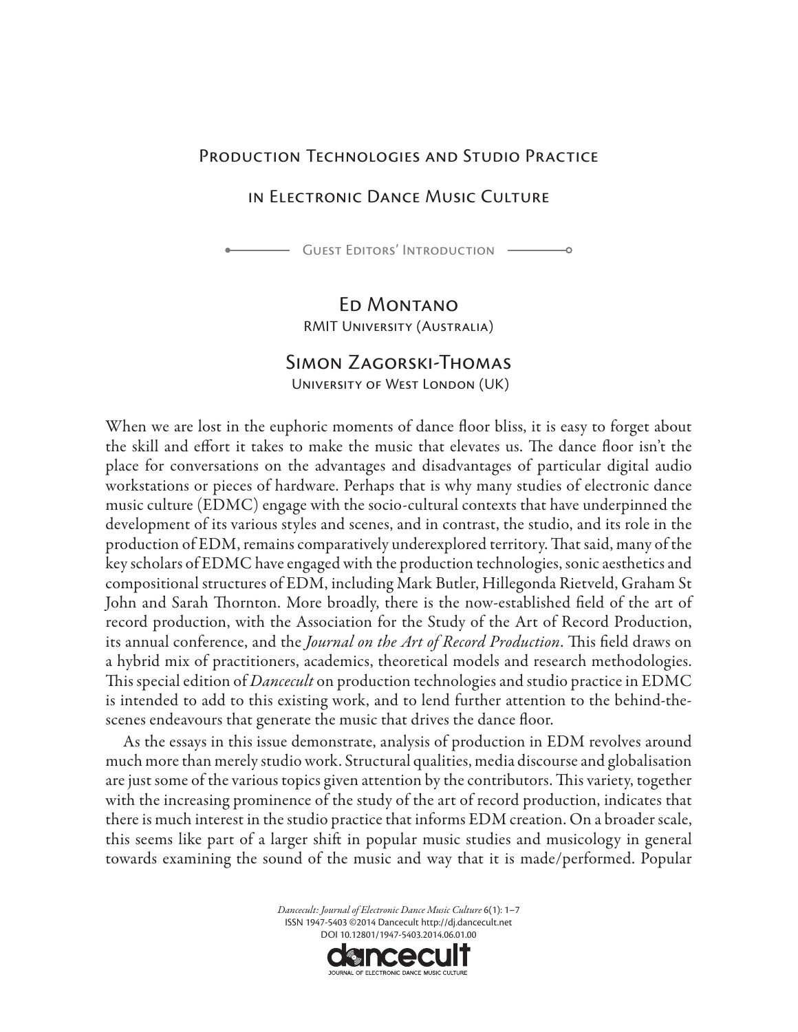# Production Technologies and Studio Practice in Electronic Dance Music Culture

Guest Editors' Introduction

**Ed Montano**
RMIT University (Australia)

**Simon Zagorski-Thomas**
University of West London (UK)

When we are lost in the euphoric moments of dance floor bliss, it is easy to forget about the skill and effort it takes to make the music that elevates us. The dance floor isn't the place for conversations on the advantages and disadvantages of particular digital audio workstations or pieces of hardware. Perhaps that is why many studies of electronic dance music culture (EDMC) engage with the socio-cultural contexts that have underpinned the development of its various styles and scenes, and in contrast, the studio, and its role in the production of EDM, remains comparatively underexplored territory. That said, many of the key scholars of EDMC have engaged with the production technologies, sonic aesthetics and compositional structures of EDM, including Mark Butler, Hillegonda Rietveld, Graham St John and Sarah Thornton. More broadly, there is the now-established field of the art of record production, with the Association for the Study of the Art of Record Production, its annual conference, and the *Journal on the Art of Record Production*. This field draws on a hybrid mix of practitioners, academics, theoretical models and research methodologies. This special edition of *Dancecult* on production technologies and studio practice in EDMC is intended to add to this existing work, and to lend further attention to the behind-the-scenes endeavours that generate the music that drives the dance floor.

As the essays in this issue demonstrate, analysis of production in EDM revolves around much more than merely studio work. Structural qualities, media discourse and globalisation are just some of the various topics given attention by the contributors. This variety, together with the increasing prominence of the study of the art of record production, indicates that there is much interest in the studio practice that informs EDM creation. On a broader scale, this seems like part of a larger shift in popular music studies and musicology in general towards examining the sound of the music and way that it is made/performed. Popular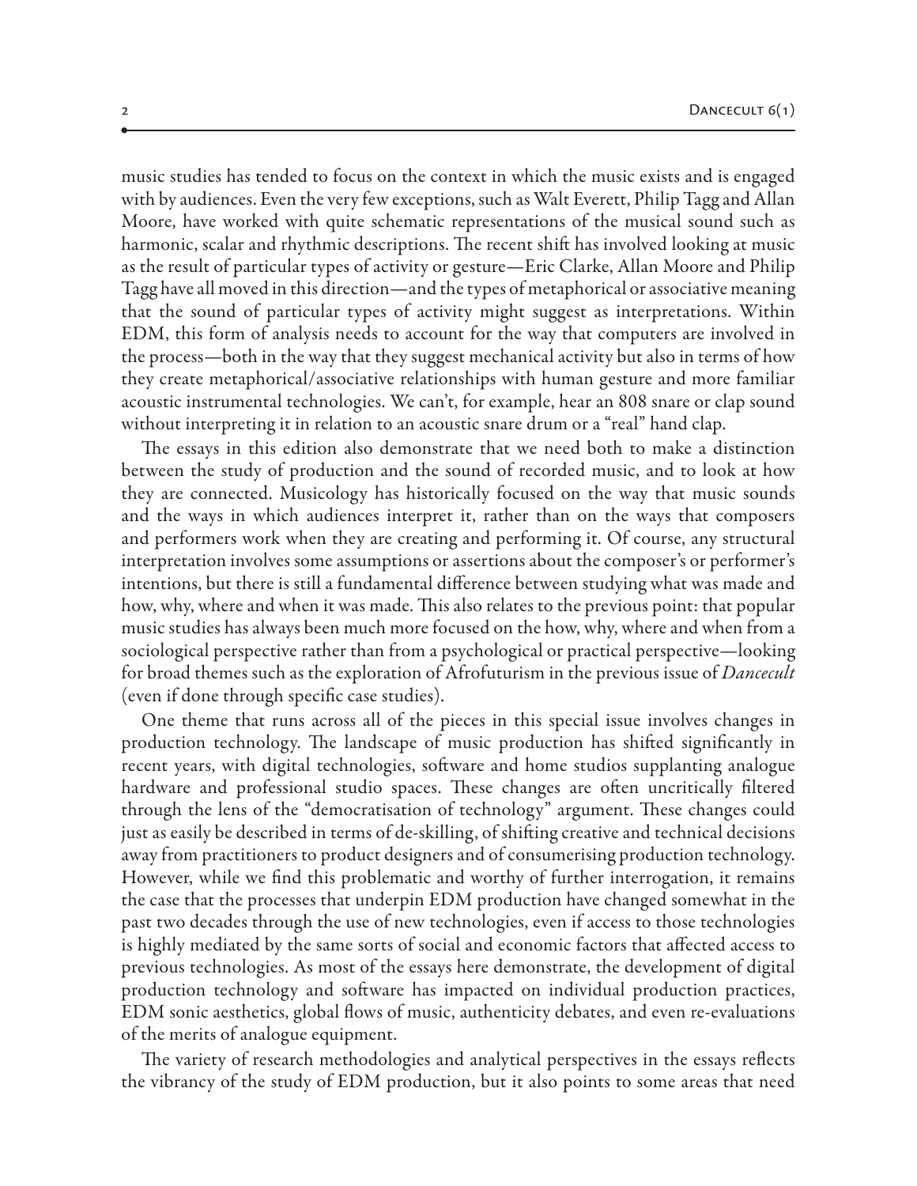music studies has tended to focus on the context in which the music exists and is engaged with by audiences. Even the very few exceptions, such as Walt Everett, Philip Tagg and Allan Moore, have worked with quite schematic representations of the musical sound such as harmonic, scalar and rhythmic descriptions. The recent shift has involved looking at music as the result of particular types of activity or gesture—Eric Clarke, Allan Moore and Philip Tagg have all moved in this direction—and the types of metaphorical or associative meaning that the sound of particular types of activity might suggest as interpretations. Within EDM, this form of analysis needs to account for the way that computers are involved in the process—both in the way that they suggest mechanical activity but also in terms of how they create metaphorical/associative relationships with human gesture and more familiar acoustic instrumental technologies. We can't, for example, hear an 808 snare or clap sound without interpreting it in relation to an acoustic snare drum or a "real" hand clap.

The essays in this edition also demonstrate that we need both to make a distinction between the study of production and the sound of recorded music, and to look at how they are connected. Musicology has historically focused on the way that music sounds and the ways in which audiences interpret it, rather than on the ways that composers and performers work when they are creating and performing it. Of course, any structural interpretation involves some assumptions or assertions about the composer's or performer's intentions, but there is still a fundamental difference between studying what was made and how, why, where and when it was made. This also relates to the previous point: that popular music studies has always been much more focused on the how, why, where and when from a sociological perspective rather than from a psychological or practical perspective—looking for broad themes such as the exploration of Afrofuturism in the previous issue of *Dancecult* (even if done through specific case studies).

One theme that runs across all of the pieces in this special issue involves changes in production technology. The landscape of music production has shifted significantly in recent years, with digital technologies, software and home studios supplanting analogue hardware and professional studio spaces. These changes are often uncritically filtered through the lens of the "democratisation of technology" argument. These changes could just as easily be described in terms of de-skilling, of shifting creative and technical decisions away from practitioners to product designers and of consumerising production technology. However, while we find this problematic and worthy of further interrogation, it remains the case that the processes that underpin EDM production have changed somewhat in the past two decades through the use of new technologies, even if access to those technologies is highly mediated by the same sorts of social and economic factors that affected access to previous technologies. As most of the essays here demonstrate, the development of digital production technology and software has impacted on individual production practices, EDM sonic aesthetics, global flows of music, authenticity debates, and even re-evaluations of the merits of analogue equipment.

The variety of research methodologies and analytical perspectives in the essays reflects the vibrancy of the study of EDM production, but it also points to some areas that need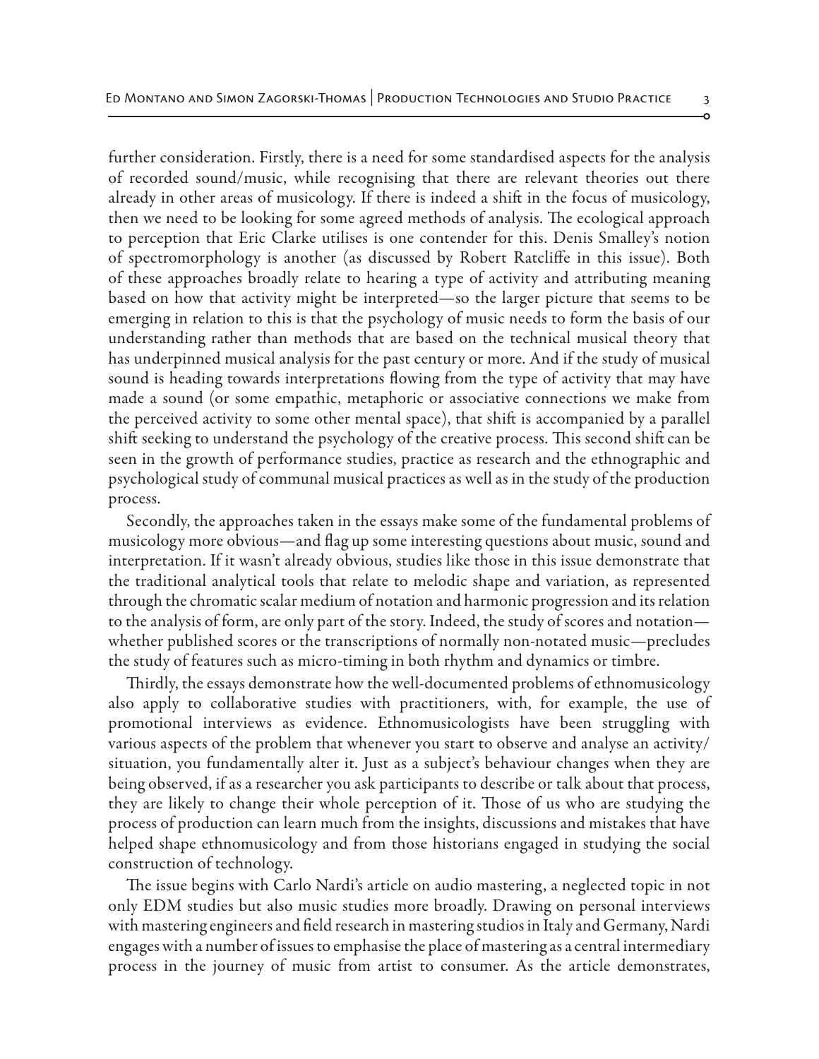further consideration. Firstly, there is a need for some standardised aspects for the analysis of recorded sound/music, while recognising that there are relevant theories out there already in other areas of musicology. If there is indeed a shift in the focus of musicology, then we need to be looking for some agreed methods of analysis. The ecological approach to perception that Eric Clarke utilises is one contender for this. Denis Smalley's notion of spectromorphology is another (as discussed by Robert Ratcliffe in this issue). Both of these approaches broadly relate to hearing a type of activity and attributing meaning based on how that activity might be interpreted—so the larger picture that seems to be emerging in relation to this is that the psychology of music needs to form the basis of our understanding rather than methods that are based on the technical musical theory that has underpinned musical analysis for the past century or more. And if the study of musical sound is heading towards interpretations flowing from the type of activity that may have made a sound (or some empathic, metaphoric or associative connections we make from the perceived activity to some other mental space), that shift is accompanied by a parallel shift seeking to understand the psychology of the creative process. This second shift can be seen in the growth of performance studies, practice as research and the ethnographic and psychological study of communal musical practices as well as in the study of the production process.

Secondly, the approaches taken in the essays make some of the fundamental problems of musicology more obvious—and flag up some interesting questions about music, sound and interpretation. If it wasn't already obvious, studies like those in this issue demonstrate that the traditional analytical tools that relate to melodic shape and variation, as represented through the chromatic scalar medium of notation and harmonic progression and its relation to the analysis of form, are only part of the story. Indeed, the study of scores and notation—whether published scores or the transcriptions of normally non-notated music—precludes the study of features such as micro-timing in both rhythm and dynamics or timbre.

Thirdly, the essays demonstrate how the well-documented problems of ethnomusicology also apply to collaborative studies with practitioners, with, for example, the use of promotional interviews as evidence. Ethnomusicologists have been struggling with various aspects of the problem that whenever you start to observe and analyse an activity/situation, you fundamentally alter it. Just as a subject's behaviour changes when they are being observed, if as a researcher you ask participants to describe or talk about that process, they are likely to change their whole perception of it. Those of us who are studying the process of production can learn much from the insights, discussions and mistakes that have helped shape ethnomusicology and from those historians engaged in studying the social construction of technology.

The issue begins with Carlo Nardi's article on audio mastering, a neglected topic in not only EDM studies but also music studies more broadly. Drawing on personal interviews with mastering engineers and field research in mastering studios in Italy and Germany, Nardi engages with a number of issues to emphasise the place of mastering as a central intermediary process in the journey of music from artist to consumer. As the article demonstrates,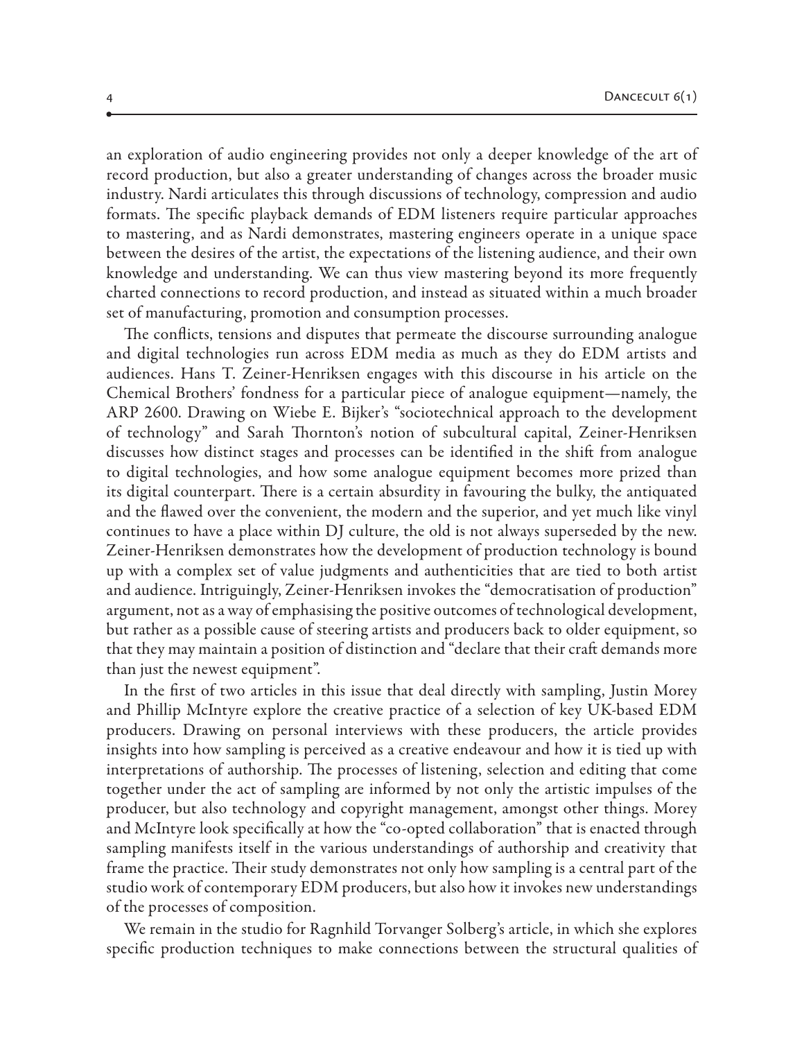an exploration of audio engineering provides not only a deeper knowledge of the art of record production, but also a greater understanding of changes across the broader music industry. Nardi articulates this through discussions of technology, compression and audio formats. The specific playback demands of EDM listeners require particular approaches to mastering, and as Nardi demonstrates, mastering engineers operate in a unique space between the desires of the artist, the expectations of the listening audience, and their own knowledge and understanding. We can thus view mastering beyond its more frequently charted connections to record production, and instead as situated within a much broader set of manufacturing, promotion and consumption processes.

The conflicts, tensions and disputes that permeate the discourse surrounding analogue and digital technologies run across EDM media as much as they do EDM artists and audiences. Hans T. Zeiner-Henriksen engages with this discourse in his article on the Chemical Brothers' fondness for a particular piece of analogue equipment—namely, the ARP 2600. Drawing on Wiebe E. Bijker's "sociotechnical approach to the development of technology" and Sarah Thornton's notion of subcultural capital, Zeiner-Henriksen discusses how distinct stages and processes can be identified in the shift from analogue to digital technologies, and how some analogue equipment becomes more prized than its digital counterpart. There is a certain absurdity in favouring the bulky, the antiquated and the flawed over the convenient, the modern and the superior, and yet much like vinyl continues to have a place within DJ culture, the old is not always superseded by the new. Zeiner-Henriksen demonstrates how the development of production technology is bound up with a complex set of value judgments and authenticities that are tied to both artist and audience. Intriguingly, Zeiner-Henriksen invokes the "democratisation of production" argument, not as a way of emphasising the positive outcomes of technological development, but rather as a possible cause of steering artists and producers back to older equipment, so that they may maintain a position of distinction and "declare that their craft demands more than just the newest equipment".

In the first of two articles in this issue that deal directly with sampling, Justin Morey and Phillip McIntyre explore the creative practice of a selection of key UK-based EDM producers. Drawing on personal interviews with these producers, the article provides insights into how sampling is perceived as a creative endeavour and how it is tied up with interpretations of authorship. The processes of listening, selection and editing that come together under the act of sampling are informed by not only the artistic impulses of the producer, but also technology and copyright management, amongst other things. Morey and McIntyre look specifically at how the "co-opted collaboration" that is enacted through sampling manifests itself in the various understandings of authorship and creativity that frame the practice. Their study demonstrates not only how sampling is a central part of the studio work of contemporary EDM producers, but also how it invokes new understandings of the processes of composition.

We remain in the studio for Ragnhild Torvanger Solberg's article, in which she explores specific production techniques to make connections between the structural qualities of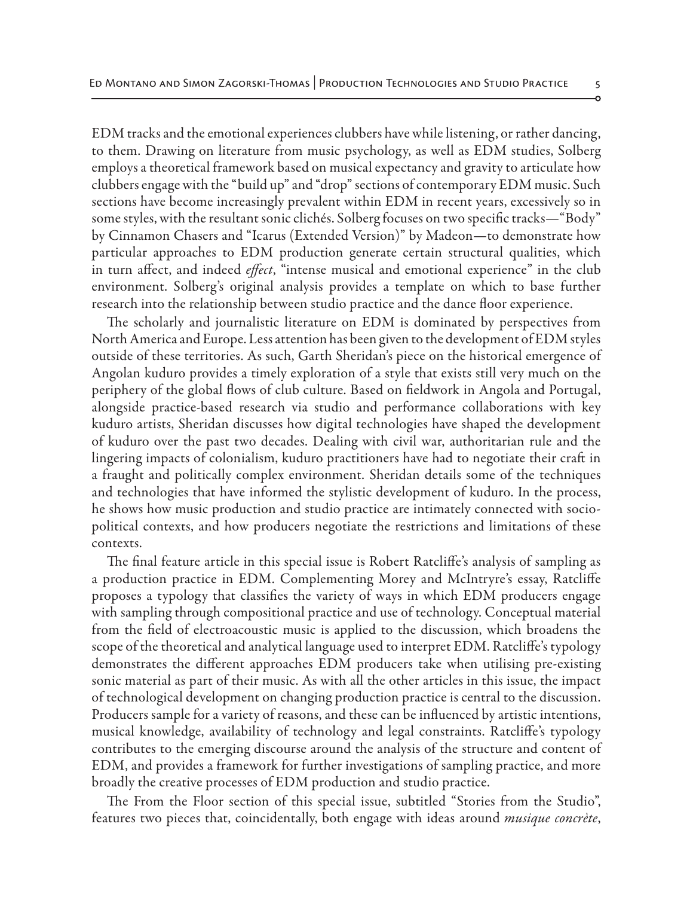EDM tracks and the emotional experiences clubbers have while listening, or rather dancing, to them. Drawing on literature from music psychology, as well as EDM studies, Solberg employs a theoretical framework based on musical expectancy and gravity to articulate how clubbers engage with the "build up" and "drop" sections of contemporary EDM music. Such sections have become increasingly prevalent within EDM in recent years, excessively so in some styles, with the resultant sonic clichés. Solberg focuses on two specific tracks—"Body" by Cinnamon Chasers and "Icarus (Extended Version)" by Madeon—to demonstrate how particular approaches to EDM production generate certain structural qualities, which in turn affect, and indeed *effect*, "intense musical and emotional experience" in the club environment. Solberg's original analysis provides a template on which to base further research into the relationship between studio practice and the dance floor experience.

The scholarly and journalistic literature on EDM is dominated by perspectives from North America and Europe. Less attention has been given to the development of EDM styles outside of these territories. As such, Garth Sheridan's piece on the historical emergence of Angolan kuduro provides a timely exploration of a style that exists still very much on the periphery of the global flows of club culture. Based on fieldwork in Angola and Portugal, alongside practice-based research via studio and performance collaborations with key kuduro artists, Sheridan discusses how digital technologies have shaped the development of kuduro over the past two decades. Dealing with civil war, authoritarian rule and the lingering impacts of colonialism, kuduro practitioners have had to negotiate their craft in a fraught and politically complex environment. Sheridan details some of the techniques and technologies that have informed the stylistic development of kuduro. In the process, he shows how music production and studio practice are intimately connected with socio-political contexts, and how producers negotiate the restrictions and limitations of these contexts.

The final feature article in this special issue is Robert Ratcliffe's analysis of sampling as a production practice in EDM. Complementing Morey and McIntrye's essay, Ratcliffe proposes a typology that classifies the variety of ways in which EDM producers engage with sampling through compositional practice and use of technology. Conceptual material from the field of electroacoustic music is applied to the discussion, which broadens the scope of the theoretical and analytical language used to interpret EDM. Ratcliffe's typology demonstrates the different approaches EDM producers take when utilising pre-existing sonic material as part of their music. As with all the other articles in this issue, the impact of technological development on changing production practice is central to the discussion. Producers sample for a variety of reasons, and these can be influenced by artistic intentions, musical knowledge, availability of technology and legal constraints. Ratcliffe's typology contributes to the emerging discourse around the analysis of the structure and content of EDM, and provides a framework for further investigations of sampling practice, and more broadly the creative processes of EDM production and studio practice.

The From the Floor section of this special issue, subtitled "Stories from the Studio", features two pieces that, coincidentally, both engage with ideas around *musique concrète*,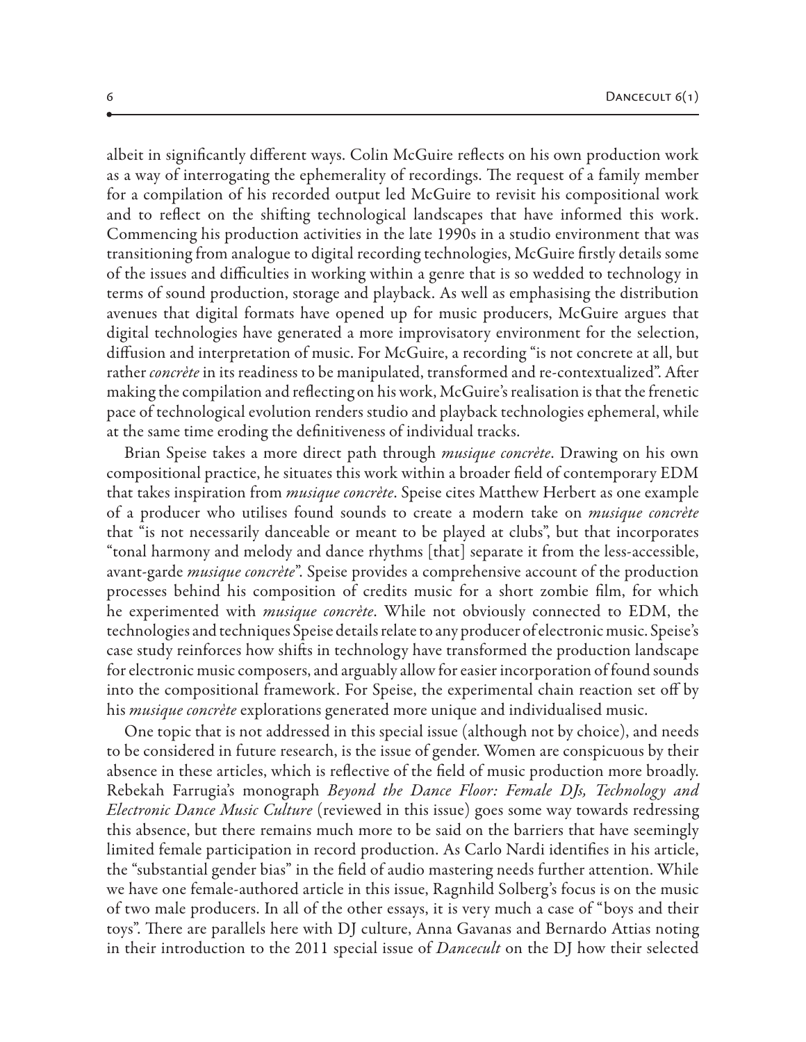albeit in significantly different ways. Colin McGuire reflects on his own production work as a way of interrogating the ephemerality of recordings. The request of a family member for a compilation of his recorded output led McGuire to revisit his compositional work and to reflect on the shifting technological landscapes that have informed this work. Commencing his production activities in the late 1990s in a studio environment that was transitioning from analogue to digital recording technologies, McGuire firstly details some of the issues and difficulties in working within a genre that is so wedded to technology in terms of sound production, storage and playback. As well as emphasising the distribution avenues that digital formats have opened up for music producers, McGuire argues that digital technologies have generated a more improvisatory environment for the selection, diffusion and interpretation of music. For McGuire, a recording "is not concrete at all, but rather *concrète* in its readiness to be manipulated, transformed and re-contextualized". After making the compilation and reflecting on his work, McGuire's realisation is that the frenetic pace of technological evolution renders studio and playback technologies ephemeral, while at the same time eroding the definitiveness of individual tracks.

Brian Speise takes a more direct path through *musique concrète*. Drawing on his own compositional practice, he situates this work within a broader field of contemporary EDM that takes inspiration from *musique concrète*. Speise cites Matthew Herbert as one example of a producer who utilises found sounds to create a modern take on *musique concrète* that "is not necessarily danceable or meant to be played at clubs", but that incorporates "tonal harmony and melody and dance rhythms [that] separate it from the less-accessible, avant-garde *musique concrète*". Speise provides a comprehensive account of the production processes behind his composition of credits music for a short zombie film, for which he experimented with *musique concrète*. While not obviously connected to EDM, the technologies and techniques Speise details relate to any producer of electronic music. Speise's case study reinforces how shifts in technology have transformed the production landscape for electronic music composers, and arguably allow for easier incorporation of found sounds into the compositional framework. For Speise, the experimental chain reaction set off by his *musique concrète* explorations generated more unique and individualised music.

One topic that is not addressed in this special issue (although not by choice), and needs to be considered in future research, is the issue of gender. Women are conspicuous by their absence in these articles, which is reflective of the field of music production more broadly. Rebekah Farrugia's monograph *Beyond the Dance Floor: Female DJs, Technology and Electronic Dance Music Culture* (reviewed in this issue) goes some way towards redressing this absence, but there remains much more to be said on the barriers that have seemingly limited female participation in record production. As Carlo Nardi identifies in his article, the "substantial gender bias" in the field of audio mastering needs further attention. While we have one female-authored article in this issue, Ragnhild Solberg's focus is on the music of two male producers. In all of the other essays, it is very much a case of "boys and their toys". There are parallels here with DJ culture, Anna Gavanas and Bernardo Attias noting in their introduction to the 2011 special issue of *Dancecult* on the DJ how their selected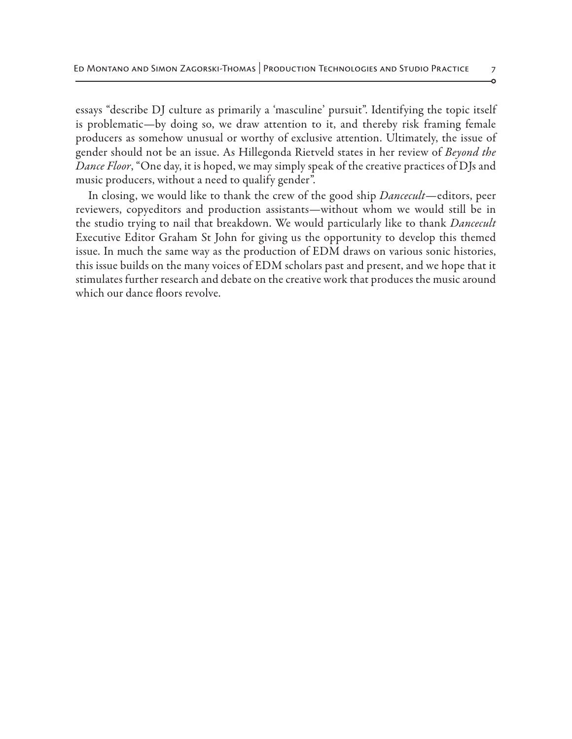essays "describe DJ culture as primarily a 'masculine' pursuit". Identifying the topic itself is problematic—by doing so, we draw attention to it, and thereby risk framing female producers as somehow unusual or worthy of exclusive attention. Ultimately, the issue of gender should not be an issue. As Hillegonda Rietveld states in her review of *Beyond the Dance Floor*, "One day, it is hoped, we may simply speak of the creative practices of DJs and music producers, without a need to qualify gender".

In closing, we would like to thank the crew of the good ship *Dancecult*—editors, peer reviewers, copyeditors and production assistants—without whom we would still be in the studio trying to nail that breakdown. We would particularly like to thank *Dancecult* Executive Editor Graham St John for giving us the opportunity to develop this themed issue. In much the same way as the production of EDM draws on various sonic histories, this issue builds on the many voices of EDM scholars past and present, and we hope that it stimulates further research and debate on the creative work that produces the music around which our dance floors revolve.